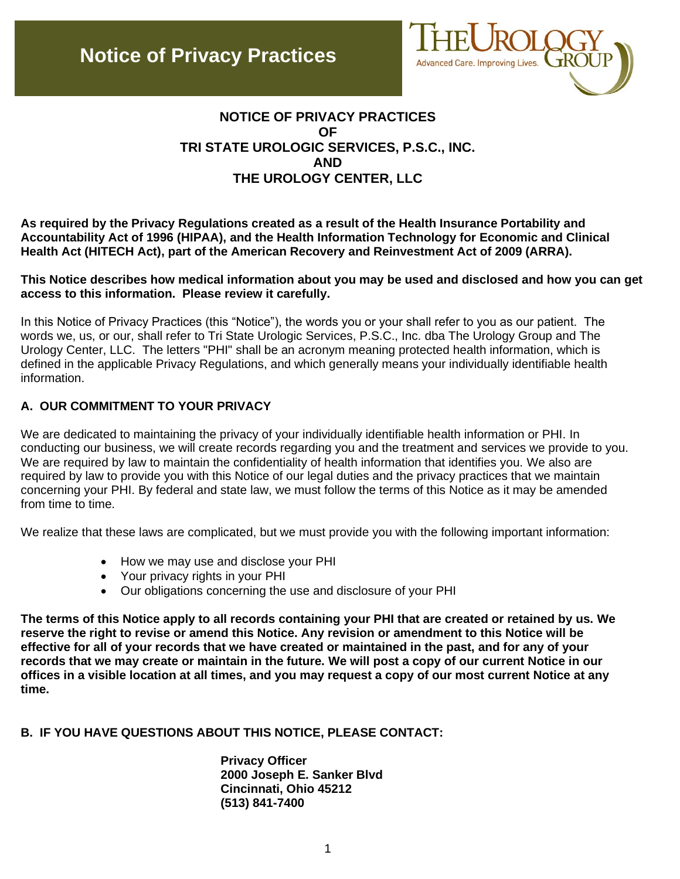# Notice of Privacy Practices

## NOTICE OF PRIVACY PRACTICES OF TRI STATE UROLOGIC SERVICES, P.S.C., INC. AND THE UROLOGY CENTER, LLC

**As required by the Privacy Regulations created as a result of the Health Insurance Portability and Accountability Act of 1996 (HIPAA), and the Health Information Technology for Economic and Clinical Health Act (HITECH Act), part of the American Recovery and Reinvestment Act of 2009 (ARRA).**

**This Notice describes how medical information about you may be used and disclosed and how you can get access to this information. Please review it carefully.**

In this Notice of Privacy Practices (this "Notice"), the words you or your shall refer to you as our patient. The words we, us, or our, shall refer to Tri State Urologic Services, P.S.C., Inc. dba The Urology Group and The Urology Center, LLC. The letters "PHI" shall be an acronym meaning protected health information, which is defined in the applicable Privacy Regulations, and which generally means your individually identifiable health information.

### A. OUR COMMITMENT TO YOUR PRIVACY

We are dedicated to maintaining the privacy of your individually identifiable health information or PHI. In conducting our business, we will create records regarding you and the treatment and services we provide to you. We are required by law to maintain the confidentiality of health information that identifies you. We also are required by law to provide you with this Notice of our legal duties and the privacy practices that we maintain concerning your PHI. By federal and state law, we must follow the terms of this Notice as it may be amended from time to time.

We realize that these laws are complicated, but we must provide you with the following important information:

- How we may use and disclose your PHI
- Your privacy rights in your PHI
- Our obligations concerning the use and disclosure of your PHI

**The terms of this Notice apply to all records containing your PHI that are created or retained by us. We reserve the right to revise or amend this Notice. Any revision or amendment to this Notice will be effective for all of your records that we have created or maintained in the past, and for any of your records that we may create or maintain in the future. We will post a copy of our current Notice in our offices in a visible location at all times, and you may request a copy of our most current Notice at any time.**

### B. IF YOU HAVE QUESTIONS ABOUT THIS NOTICE, PLEASE CONTACT:

**Privacy Officer**
**2000 Joseph E. Sanker Blvd**
**Cincinnati, Ohio 45212**
**(513) 841-7400**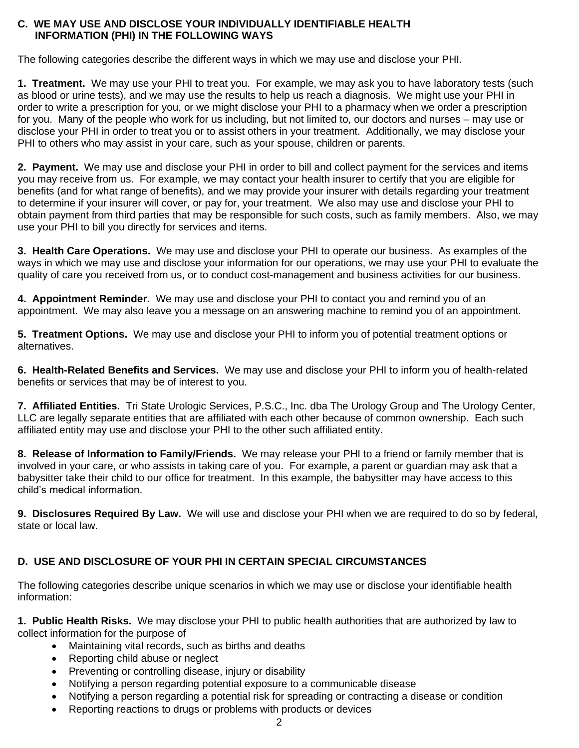## C. WE MAY USE AND DISCLOSE YOUR INDIVIDUALLY IDENTIFIABLE HEALTH INFORMATION (PHI) IN THE FOLLOWING WAYS

The following categories describe the different ways in which we may use and disclose your PHI.

**1. Treatment.** We may use your PHI to treat you. For example, we may ask you to have laboratory tests (such as blood or urine tests), and we may use the results to help us reach a diagnosis. We might use your PHI in order to write a prescription for you, or we might disclose your PHI to a pharmacy when we order a prescription for you. Many of the people who work for us including, but not limited to, our doctors and nurses – may use or disclose your PHI in order to treat you or to assist others in your treatment. Additionally, we may disclose your PHI to others who may assist in your care, such as your spouse, children or parents.

**2. Payment.** We may use and disclose your PHI in order to bill and collect payment for the services and items you may receive from us. For example, we may contact your health insurer to certify that you are eligible for benefits (and for what range of benefits), and we may provide your insurer with details regarding your treatment to determine if your insurer will cover, or pay for, your treatment. We also may use and disclose your PHI to obtain payment from third parties that may be responsible for such costs, such as family members. Also, we may use your PHI to bill you directly for services and items.

**3. Health Care Operations.** We may use and disclose your PHI to operate our business. As examples of the ways in which we may use and disclose your information for our operations, we may use your PHI to evaluate the quality of care you received from us, or to conduct cost-management and business activities for our business.

**4. Appointment Reminder.** We may use and disclose your PHI to contact you and remind you of an appointment. We may also leave you a message on an answering machine to remind you of an appointment.

**5. Treatment Options.** We may use and disclose your PHI to inform you of potential treatment options or alternatives.

**6. Health-Related Benefits and Services.** We may use and disclose your PHI to inform you of health-related benefits or services that may be of interest to you.

**7. Affiliated Entities.** Tri State Urologic Services, P.S.C., Inc. dba The Urology Group and The Urology Center, LLC are legally separate entities that are affiliated with each other because of common ownership. Each such affiliated entity may use and disclose your PHI to the other such affiliated entity.

**8. Release of Information to Family/Friends.** We may release your PHI to a friend or family member that is involved in your care, or who assists in taking care of you. For example, a parent or guardian may ask that a babysitter take their child to our office for treatment. In this example, the babysitter may have access to this child's medical information.

**9. Disclosures Required By Law.** We will use and disclose your PHI when we are required to do so by federal, state or local law.

## D. USE AND DISCLOSURE OF YOUR PHI IN CERTAIN SPECIAL CIRCUMSTANCES

The following categories describe unique scenarios in which we may use or disclose your identifiable health information:

**1. Public Health Risks.** We may disclose your PHI to public health authorities that are authorized by law to collect information for the purpose of

- Maintaining vital records, such as births and deaths
- Reporting child abuse or neglect
- Preventing or controlling disease, injury or disability
- Notifying a person regarding potential exposure to a communicable disease
- Notifying a person regarding a potential risk for spreading or contracting a disease or condition
- Reporting reactions to drugs or problems with products or devices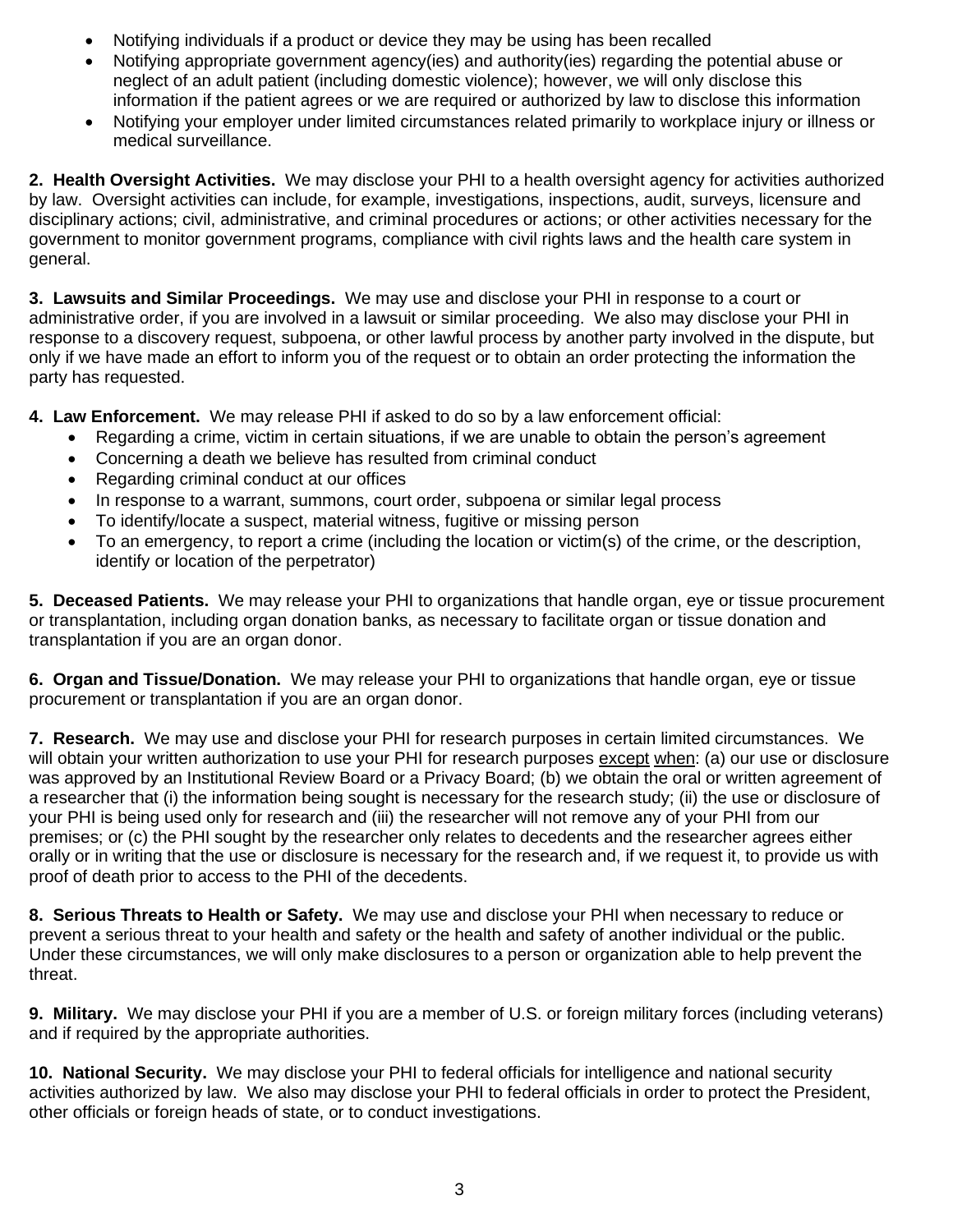- Notifying individuals if a product or device they may be using has been recalled
- Notifying appropriate government agency(ies) and authority(ies) regarding the potential abuse or neglect of an adult patient (including domestic violence); however, we will only disclose this information if the patient agrees or we are required or authorized by law to disclose this information
- Notifying your employer under limited circumstances related primarily to workplace injury or illness or medical surveillance.

**2. Health Oversight Activities.** We may disclose your PHI to a health oversight agency for activities authorized by law. Oversight activities can include, for example, investigations, inspections, audit, surveys, licensure and disciplinary actions; civil, administrative, and criminal procedures or actions; or other activities necessary for the government to monitor government programs, compliance with civil rights laws and the health care system in general.

**3. Lawsuits and Similar Proceedings.** We may use and disclose your PHI in response to a court or administrative order, if you are involved in a lawsuit or similar proceeding. We also may disclose your PHI in response to a discovery request, subpoena, or other lawful process by another party involved in the dispute, but only if we have made an effort to inform you of the request or to obtain an order protecting the information the party has requested.

**4. Law Enforcement.** We may release PHI if asked to do so by a law enforcement official:

- Regarding a crime, victim in certain situations, if we are unable to obtain the person's agreement
- Concerning a death we believe has resulted from criminal conduct
- Regarding criminal conduct at our offices
- In response to a warrant, summons, court order, subpoena or similar legal process
- To identify/locate a suspect, material witness, fugitive or missing person
- To an emergency, to report a crime (including the location or victim(s) of the crime, or the description, identify or location of the perpetrator)

**5. Deceased Patients.** We may release your PHI to organizations that handle organ, eye or tissue procurement or transplantation, including organ donation banks, as necessary to facilitate organ or tissue donation and transplantation if you are an organ donor.

**6. Organ and Tissue/Donation.** We may release your PHI to organizations that handle organ, eye or tissue procurement or transplantation if you are an organ donor.

**7. Research.** We may use and disclose your PHI for research purposes in certain limited circumstances. We will obtain your written authorization to use your PHI for research purposes <u>except</u> <u>when</u>: (a) our use or disclosure was approved by an Institutional Review Board or a Privacy Board; (b) we obtain the oral or written agreement of a researcher that (i) the information being sought is necessary for the research study; (ii) the use or disclosure of your PHI is being used only for research and (iii) the researcher will not remove any of your PHI from our premises; or (c) the PHI sought by the researcher only relates to decedents and the researcher agrees either orally or in writing that the use or disclosure is necessary for the research and, if we request it, to provide us with proof of death prior to access to the PHI of the decedents.

**8. Serious Threats to Health or Safety.** We may use and disclose your PHI when necessary to reduce or prevent a serious threat to your health and safety or the health and safety of another individual or the public. Under these circumstances, we will only make disclosures to a person or organization able to help prevent the threat.

**9. Military.** We may disclose your PHI if you are a member of U.S. or foreign military forces (including veterans) and if required by the appropriate authorities.

**10. National Security.** We may disclose your PHI to federal officials for intelligence and national security activities authorized by law. We also may disclose your PHI to federal officials in order to protect the President, other officials or foreign heads of state, or to conduct investigations.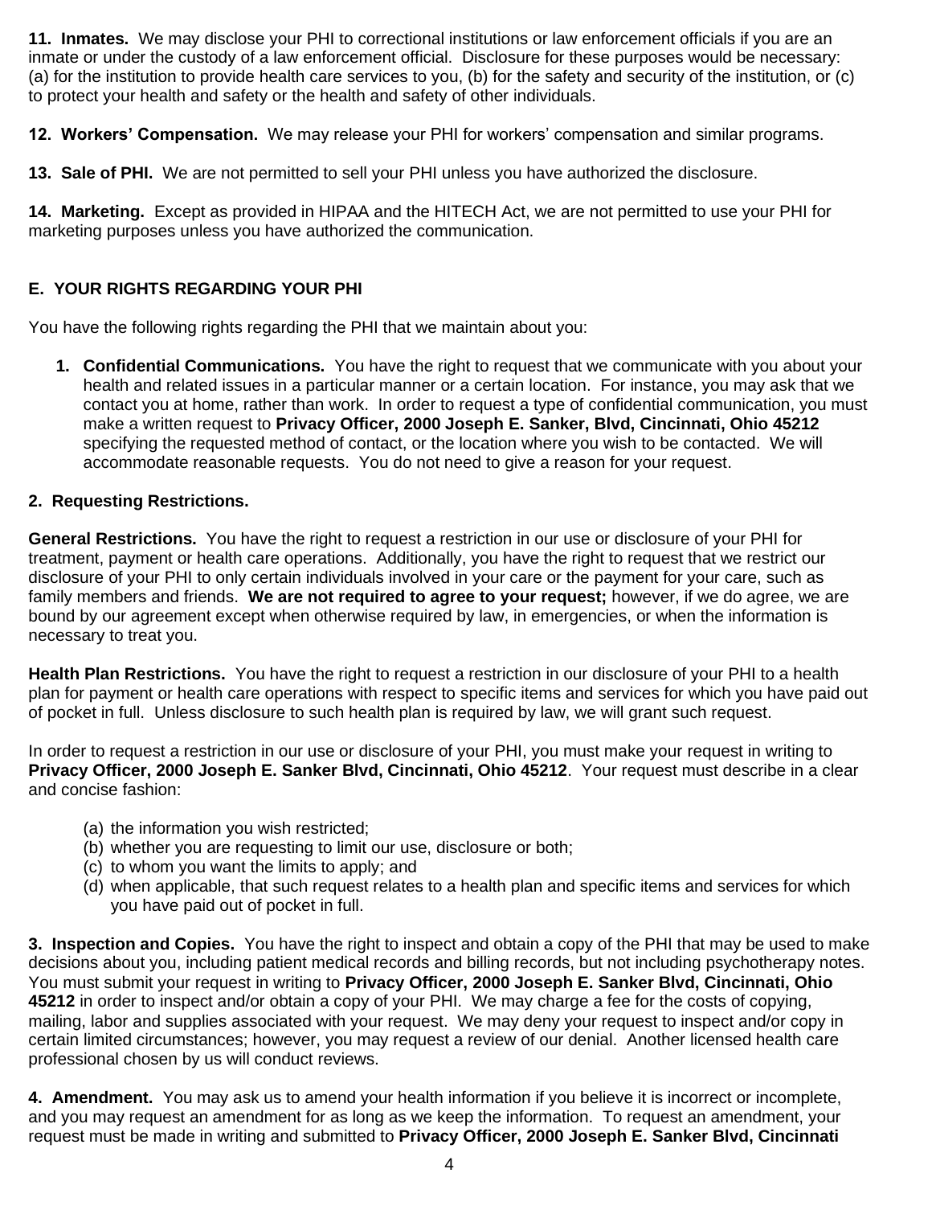**11. Inmates.** We may disclose your PHI to correctional institutions or law enforcement officials if you are an inmate or under the custody of a law enforcement official. Disclosure for these purposes would be necessary: (a) for the institution to provide health care services to you, (b) for the safety and security of the institution, or (c) to protect your health and safety or the health and safety of other individuals.

**12. Workers' Compensation.** We may release your PHI for workers' compensation and similar programs.

**13. Sale of PHI.** We are not permitted to sell your PHI unless you have authorized the disclosure.

**14. Marketing.** Except as provided in HIPAA and the HITECH Act, we are not permitted to use your PHI for marketing purposes unless you have authorized the communication.

## E. YOUR RIGHTS REGARDING YOUR PHI

You have the following rights regarding the PHI that we maintain about you:

1. **Confidential Communications.** You have the right to request that we communicate with you about your health and related issues in a particular manner or a certain location. For instance, you may ask that we contact you at home, rather than work. In order to request a type of confidential communication, you must make a written request to **Privacy Officer, 2000 Joseph E. Sanker, Blvd, Cincinnati, Ohio 45212** specifying the requested method of contact, or the location where you wish to be contacted. We will accommodate reasonable requests. You do not need to give a reason for your request.

**2. Requesting Restrictions.**

**General Restrictions.** You have the right to request a restriction in our use or disclosure of your PHI for treatment, payment or health care operations. Additionally, you have the right to request that we restrict our disclosure of your PHI to only certain individuals involved in your care or the payment for your care, such as family members and friends. **We are not required to agree to your request;** however, if we do agree, we are bound by our agreement except when otherwise required by law, in emergencies, or when the information is necessary to treat you.

**Health Plan Restrictions.** You have the right to request a restriction in our disclosure of your PHI to a health plan for payment or health care operations with respect to specific items and services for which you have paid out of pocket in full. Unless disclosure to such health plan is required by law, we will grant such request.

In order to request a restriction in our use or disclosure of your PHI, you must make your request in writing to **Privacy Officer, 2000 Joseph E. Sanker Blvd, Cincinnati, Ohio 45212**. Your request must describe in a clear and concise fashion:

(a) the information you wish restricted;
(b) whether you are requesting to limit our use, disclosure or both;
(c) to whom you want the limits to apply; and
(d) when applicable, that such request relates to a health plan and specific items and services for which you have paid out of pocket in full.

**3. Inspection and Copies.** You have the right to inspect and obtain a copy of the PHI that may be used to make decisions about you, including patient medical records and billing records, but not including psychotherapy notes. You must submit your request in writing to **Privacy Officer, 2000 Joseph E. Sanker Blvd, Cincinnati, Ohio 45212** in order to inspect and/or obtain a copy of your PHI. We may charge a fee for the costs of copying, mailing, labor and supplies associated with your request. We may deny your request to inspect and/or copy in certain limited circumstances; however, you may request a review of our denial. Another licensed health care professional chosen by us will conduct reviews.

**4. Amendment.** You may ask us to amend your health information if you believe it is incorrect or incomplete, and you may request an amendment for as long as we keep the information. To request an amendment, your request must be made in writing and submitted to **Privacy Officer, 2000 Joseph E. Sanker Blvd, Cincinnati**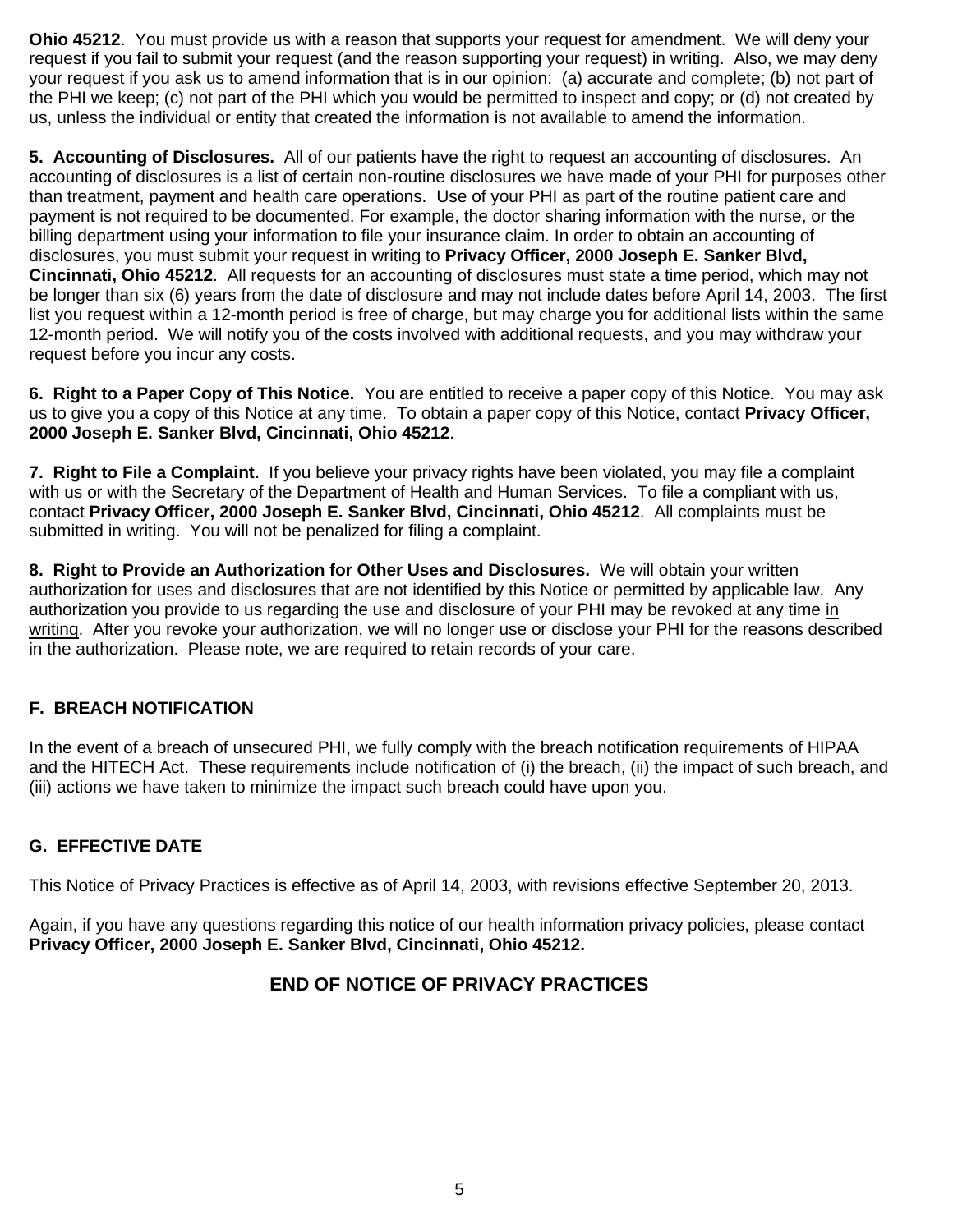**Ohio 45212**. You must provide us with a reason that supports your request for amendment. We will deny your request if you fail to submit your request (and the reason supporting your request) in writing. Also, we may deny your request if you ask us to amend information that is in our opinion: (a) accurate and complete; (b) not part of the PHI we keep; (c) not part of the PHI which you would be permitted to inspect and copy; or (d) not created by us, unless the individual or entity that created the information is not available to amend the information.

**5. Accounting of Disclosures.** All of our patients have the right to request an accounting of disclosures. An accounting of disclosures is a list of certain non-routine disclosures we have made of your PHI for purposes other than treatment, payment and health care operations. Use of your PHI as part of the routine patient care and payment is not required to be documented. For example, the doctor sharing information with the nurse, or the billing department using your information to file your insurance claim. In order to obtain an accounting of disclosures, you must submit your request in writing to **Privacy Officer, 2000 Joseph E. Sanker Blvd, Cincinnati, Ohio 45212**. All requests for an accounting of disclosures must state a time period, which may not be longer than six (6) years from the date of disclosure and may not include dates before April 14, 2003. The first list you request within a 12-month period is free of charge, but may charge you for additional lists within the same 12-month period. We will notify you of the costs involved with additional requests, and you may withdraw your request before you incur any costs.

**6. Right to a Paper Copy of This Notice.** You are entitled to receive a paper copy of this Notice. You may ask us to give you a copy of this Notice at any time. To obtain a paper copy of this Notice, contact **Privacy Officer, 2000 Joseph E. Sanker Blvd, Cincinnati, Ohio 45212**.

**7. Right to File a Complaint.** If you believe your privacy rights have been violated, you may file a complaint with us or with the Secretary of the Department of Health and Human Services. To file a compliant with us, contact **Privacy Officer, 2000 Joseph E. Sanker Blvd, Cincinnati, Ohio 45212**. All complaints must be submitted in writing. You will not be penalized for filing a complaint.

**8. Right to Provide an Authorization for Other Uses and Disclosures.** We will obtain your written authorization for uses and disclosures that are not identified by this Notice or permitted by applicable law. Any authorization you provide to us regarding the use and disclosure of your PHI may be revoked at any time in writing. After you revoke your authorization, we will no longer use or disclose your PHI for the reasons described in the authorization. Please note, we are required to retain records of your care.

## F. BREACH NOTIFICATION

In the event of a breach of unsecured PHI, we fully comply with the breach notification requirements of HIPAA and the HITECH Act. These requirements include notification of (i) the breach, (ii) the impact of such breach, and (iii) actions we have taken to minimize the impact such breach could have upon you.

## G. EFFECTIVE DATE

This Notice of Privacy Practices is effective as of April 14, 2003, with revisions effective September 20, 2013.

Again, if you have any questions regarding this notice of our health information privacy policies, please contact **Privacy Officer, 2000 Joseph E. Sanker Blvd, Cincinnati, Ohio 45212.**

**END OF NOTICE OF PRIVACY PRACTICES**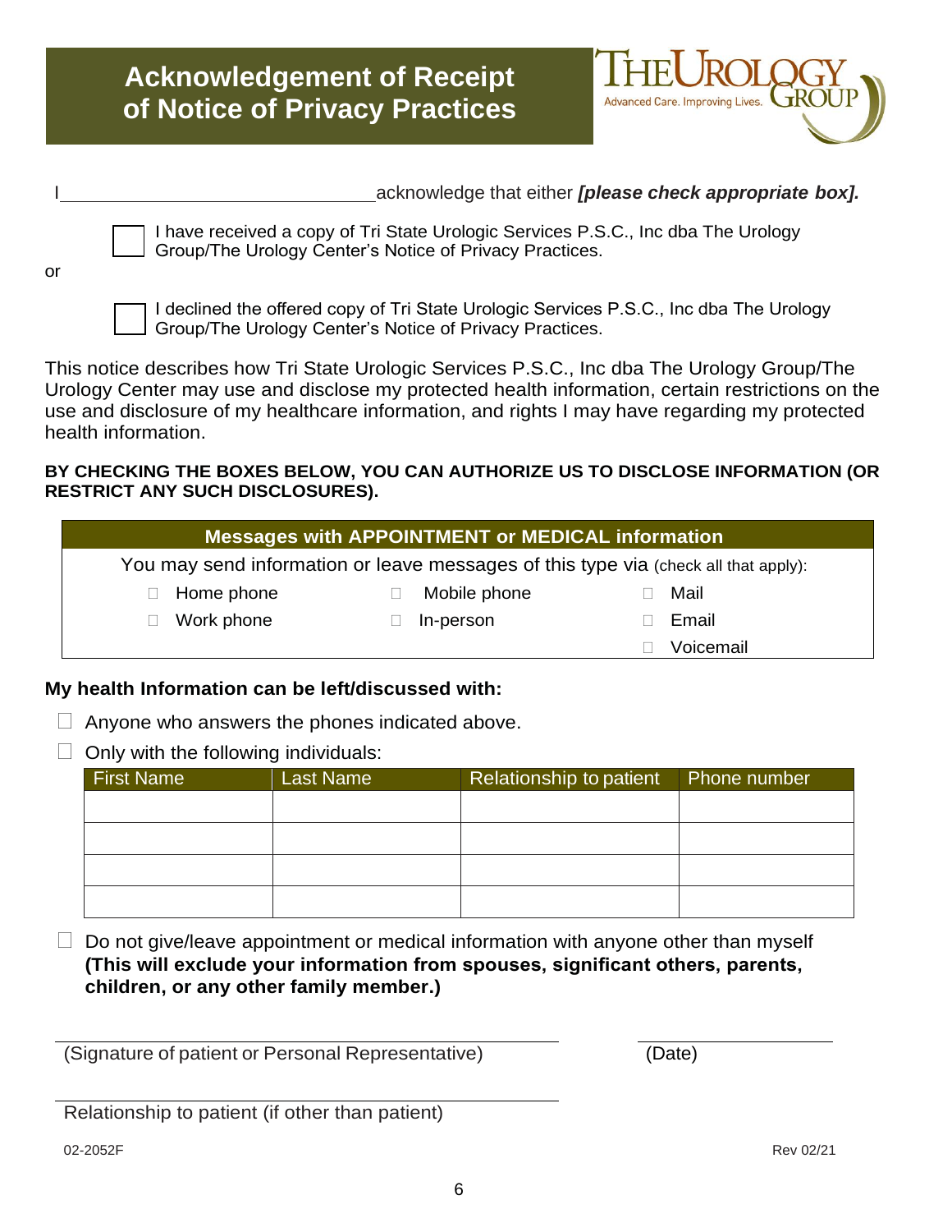# Acknowledgement of Receipt of Notice of Privacy Practices

THE UROLOGY GROUP
Advanced Care. Improving Lives.

I ______________________________ acknowledge that either ***[please check appropriate box].***

☐ I have received a copy of Tri State Urologic Services P.S.C., Inc dba The Urology Group/The Urology Center's Notice of Privacy Practices.

or

☐ I declined the offered copy of Tri State Urologic Services P.S.C., Inc dba The Urology Group/The Urology Center's Notice of Privacy Practices.

This notice describes how Tri State Urologic Services P.S.C., Inc dba The Urology Group/The Urology Center may use and disclose my protected health information, certain restrictions on the use and disclosure of my healthcare information, and rights I may have regarding my protected health information.

**BY CHECKING THE BOXES BELOW, YOU CAN AUTHORIZE US TO DISCLOSE INFORMATION (OR RESTRICT ANY SUCH DISCLOSURES).**

| Messages with APPOINTMENT or MEDICAL information | | |
| --- | --- | --- |
| You may send information or leave messages of this type via (check all that apply): | | |
| ☐ Home phone | ☐ Mobile phone | ☐ Mail |
| ☐ Work phone | ☐ In-person | ☐ Email |
| | | ☐ Voicemail |

**My health Information can be left/discussed with:**

☐ Anyone who answers the phones indicated above.

☐ Only with the following individuals:

| First Name | Last Name | Relationship to patient | Phone number |
| --- | --- | --- | --- |
| | | | |
| | | | |
| | | | |
| | | | |

☐ Do not give/leave appointment or medical information with anyone other than myself **(This will exclude your information from spouses, significant others, parents, children, or any other family member.)**

______________________________ (Signature of patient or Personal Representative)    ______________ (Date)

______________________________ Relationship to patient (if other than patient)

02-2052F    Rev 02/21